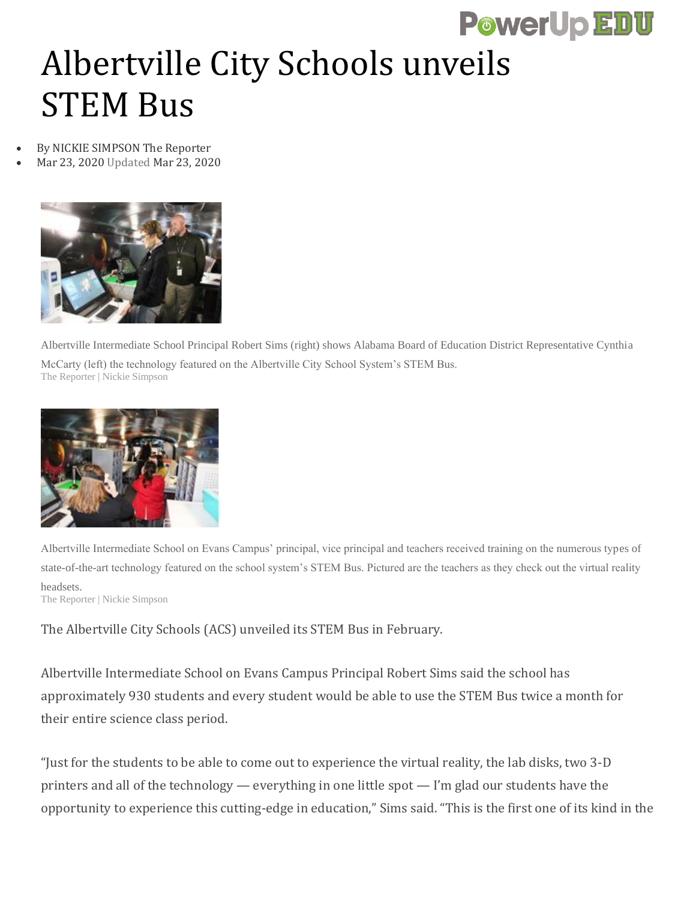# Albertville City Schools unveils STEM Bus

- By NICKIE SIMPSON The Reporter
- Mar 23, 2020 Updated Mar 23, 2020

Albertville Intermediate School Principal Robert Sims (right) shows Alabama Board of Education District Representative Cynthia McCarty (left) the technology featured on the Albertville City School System's STEM Bus.
The Reporter | Nickie Simpson

Albertville Intermediate School on Evans Campus' principal, vice principal and teachers received training on the numerous types of state-of-the-art technology featured on the school system's STEM Bus. Pictured are the teachers as they check out the virtual reality headsets.
The Reporter | Nickie Simpson

The Albertville City Schools (ACS) unveiled its STEM Bus in February.

Albertville Intermediate School on Evans Campus Principal Robert Sims said the school has approximately 930 students and every student would be able to use the STEM Bus twice a month for their entire science class period.

"Just for the students to be able to come out to experience the virtual reality, the lab disks, two 3-D printers and all of the technology — everything in one little spot — I'm glad our students have the opportunity to experience this cutting-edge in education," Sims said. "This is the first one of its kind in the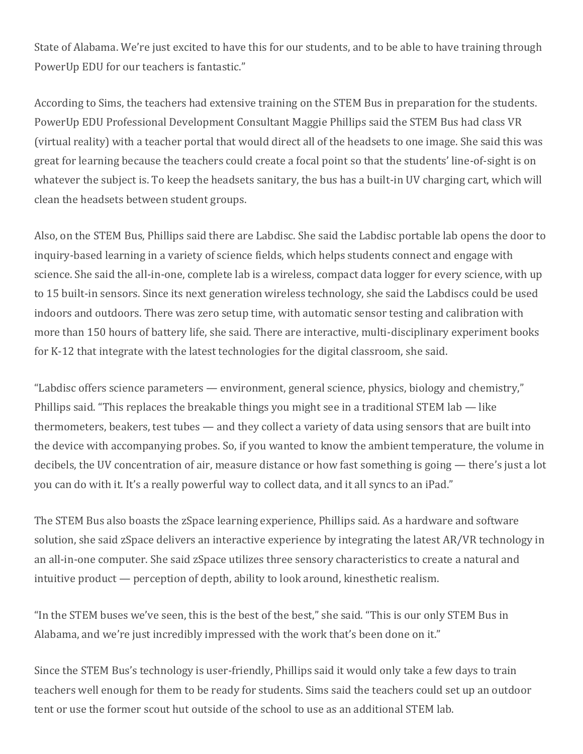State of Alabama. We're just excited to have this for our students, and to be able to have training through PowerUp EDU for our teachers is fantastic."

According to Sims, the teachers had extensive training on the STEM Bus in preparation for the students. PowerUp EDU Professional Development Consultant Maggie Phillips said the STEM Bus had class VR (virtual reality) with a teacher portal that would direct all of the headsets to one image. She said this was great for learning because the teachers could create a focal point so that the students' line-of-sight is on whatever the subject is. To keep the headsets sanitary, the bus has a built-in UV charging cart, which will clean the headsets between student groups.

Also, on the STEM Bus, Phillips said there are Labdisc. She said the Labdisc portable lab opens the door to inquiry-based learning in a variety of science fields, which helps students connect and engage with science. She said the all-in-one, complete lab is a wireless, compact data logger for every science, with up to 15 built-in sensors. Since its next generation wireless technology, she said the Labdiscs could be used indoors and outdoors. There was zero setup time, with automatic sensor testing and calibration with more than 150 hours of battery life, she said. There are interactive, multi-disciplinary experiment books for K-12 that integrate with the latest technologies for the digital classroom, she said.

"Labdisc offers science parameters — environment, general science, physics, biology and chemistry," Phillips said. "This replaces the breakable things you might see in a traditional STEM lab — like thermometers, beakers, test tubes — and they collect a variety of data using sensors that are built into the device with accompanying probes. So, if you wanted to know the ambient temperature, the volume in decibels, the UV concentration of air, measure distance or how fast something is going — there's just a lot you can do with it. It's a really powerful way to collect data, and it all syncs to an iPad."

The STEM Bus also boasts the zSpace learning experience, Phillips said. As a hardware and software solution, she said zSpace delivers an interactive experience by integrating the latest AR/VR technology in an all-in-one computer. She said zSpace utilizes three sensory characteristics to create a natural and intuitive product — perception of depth, ability to look around, kinesthetic realism.

"In the STEM buses we've seen, this is the best of the best," she said. "This is our only STEM Bus in Alabama, and we're just incredibly impressed with the work that's been done on it."

Since the STEM Bus's technology is user-friendly, Phillips said it would only take a few days to train teachers well enough for them to be ready for students. Sims said the teachers could set up an outdoor tent or use the former scout hut outside of the school to use as an additional STEM lab.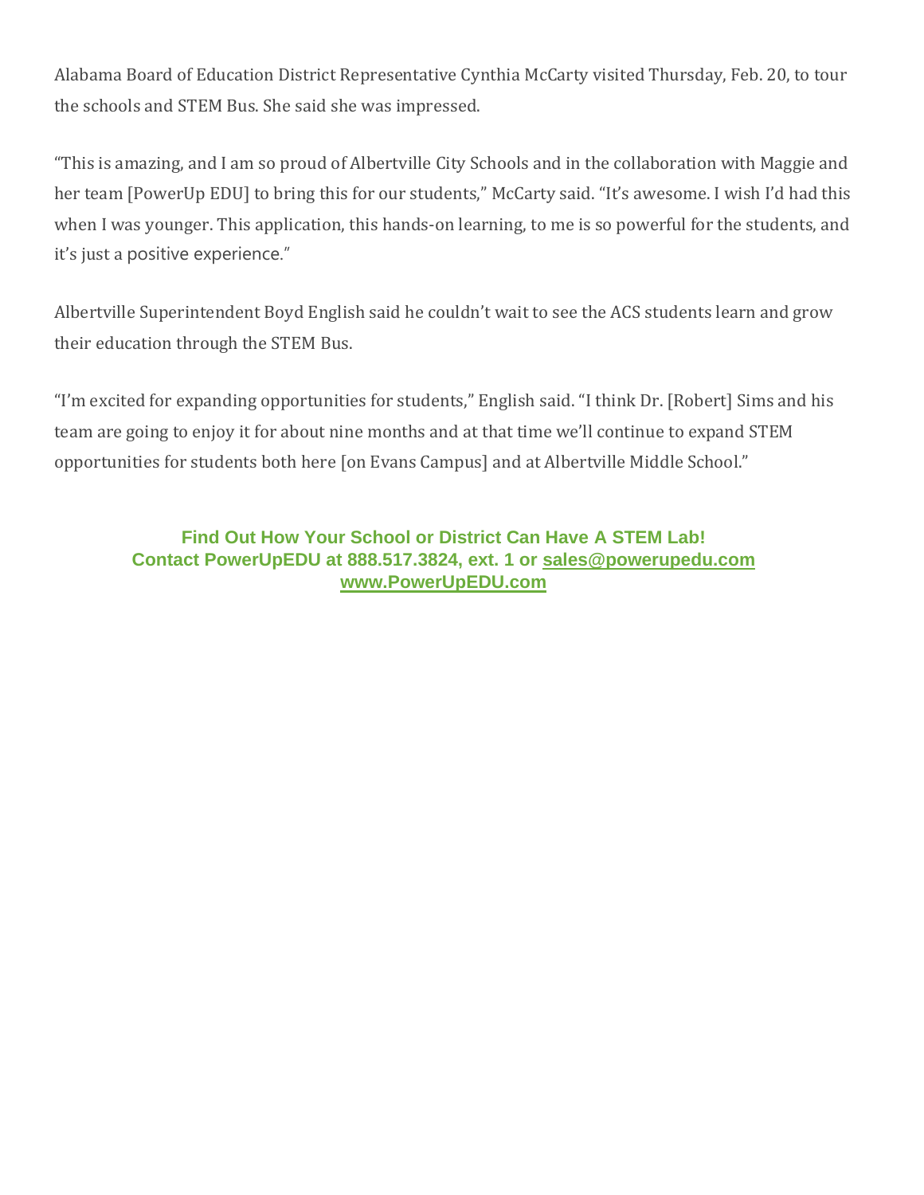Alabama Board of Education District Representative Cynthia McCarty visited Thursday, Feb. 20, to tour the schools and STEM Bus. She said she was impressed.

"This is amazing, and I am so proud of Albertville City Schools and in the collaboration with Maggie and her team [PowerUp EDU] to bring this for our students," McCarty said. "It's awesome. I wish I'd had this when I was younger. This application, this hands-on learning, to me is so powerful for the students, and it's just a positive experience."

Albertville Superintendent Boyd English said he couldn't wait to see the ACS students learn and grow their education through the STEM Bus.

"I'm excited for expanding opportunities for students," English said. "I think Dr. [Robert] Sims and his team are going to enjoy it for about nine months and at that time we'll continue to expand STEM opportunities for students both here [on Evans Campus] and at Albertville Middle School."

**Find Out How Your School or District Can Have A STEM Lab!**
**Contact PowerUpEDU at 888.517.3824, ext. 1 or sales@powerupedu.com**
**www.PowerUpEDU.com**